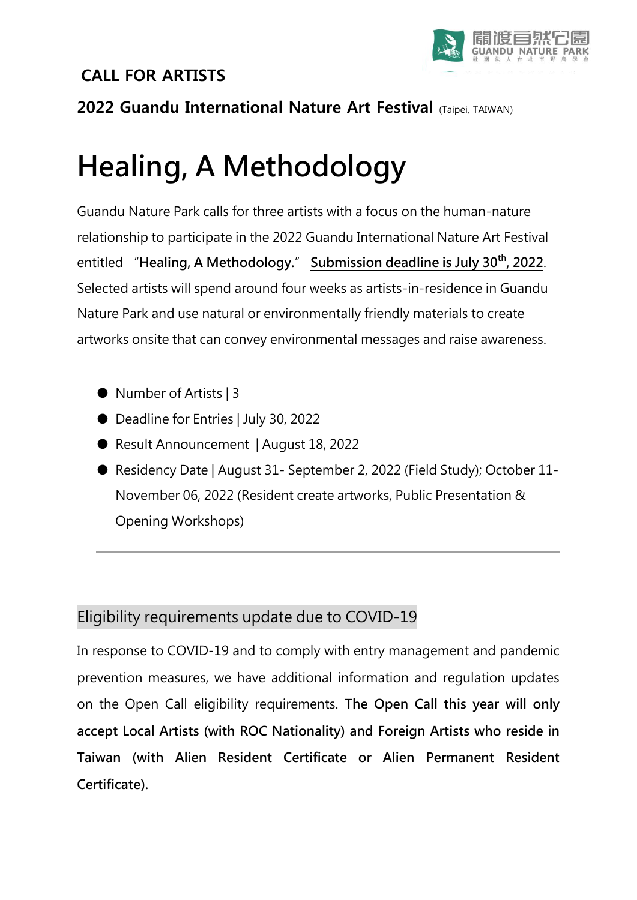## CALL FOR ARTISTS

**2022 Guandu International Nature Art Festival** (Taipei, TAIWAN)

# Healing, A Methodology

Guandu Nature Park calls for three artists with a focus on the human-nature relationship to participate in the 2022 Guandu International Nature Art Festival entitled "**Healing, A Methodology.**" **Submission deadline is July 30th, 2022**. Selected artists will spend around four weeks as artists-in-residence in Guandu Nature Park and use natural or environmentally friendly materials to create artworks onsite that can convey environmental messages and raise awareness.

- Number of Artists | 3
- Deadline for Entries | July 30, 2022
- Result Announcement | August 18, 2022
- Residency Date | August 31- September 2, 2022 (Field Study); October 11- November 06, 2022 (Resident create artworks, Public Presentation & Opening Workshops)

---

## Eligibility requirements update due to COVID-19

In response to COVID-19 and to comply with entry management and pandemic prevention measures, we have additional information and regulation updates on the Open Call eligibility requirements. **The Open Call this year will only accept Local Artists (with ROC Nationality) and Foreign Artists who reside in Taiwan (with Alien Resident Certificate or Alien Permanent Resident Certificate).**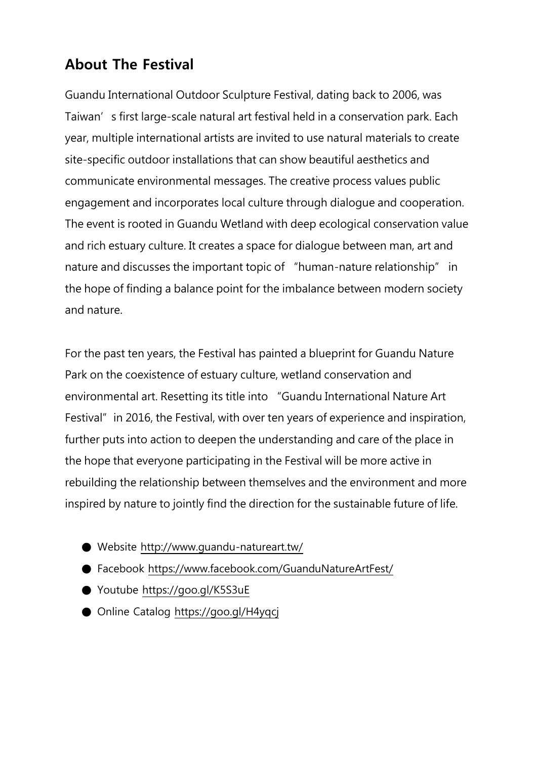## About The Festival

Guandu International Outdoor Sculpture Festival, dating back to 2006, was Taiwan's first large-scale natural art festival held in a conservation park. Each year, multiple international artists are invited to use natural materials to create site-specific outdoor installations that can show beautiful aesthetics and communicate environmental messages. The creative process values public engagement and incorporates local culture through dialogue and cooperation. The event is rooted in Guandu Wetland with deep ecological conservation value and rich estuary culture. It creates a space for dialogue between man, art and nature and discusses the important topic of "human-nature relationship" in the hope of finding a balance point for the imbalance between modern society and nature.

For the past ten years, the Festival has painted a blueprint for Guandu Nature Park on the coexistence of estuary culture, wetland conservation and environmental art. Resetting its title into "Guandu International Nature Art Festival" in 2016, the Festival, with over ten years of experience and inspiration, further puts into action to deepen the understanding and care of the place in the hope that everyone participating in the Festival will be more active in rebuilding the relationship between themselves and the environment and more inspired by nature to jointly find the direction for the sustainable future of life.

- Website http://www.guandu-natureart.tw/
- Facebook https://www.facebook.com/GuanduNatureArtFest/
- Youtube https://goo.gl/K5S3uE
- Online Catalog https://goo.gl/H4yqcj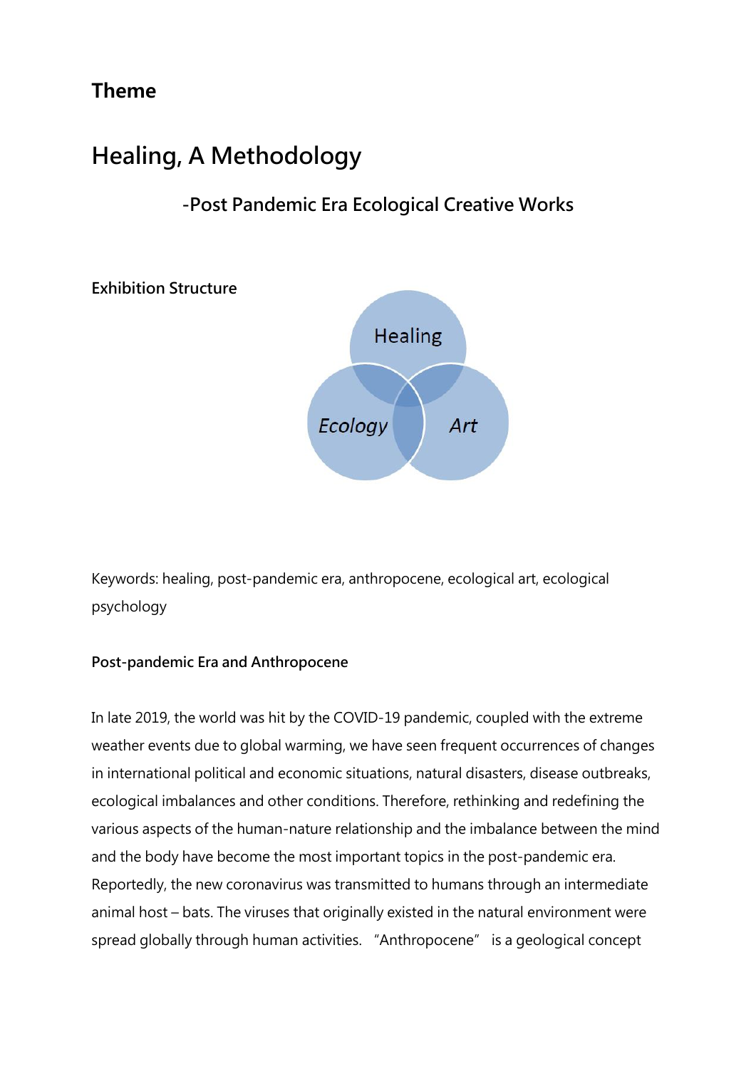## Theme

# Healing, A Methodology

### -Post Pandemic Era Ecological Creative Works

**Exhibition Structure**

Healing

*Ecology* *Art*

Keywords: healing, post-pandemic era, anthropocene, ecological art, ecological psychology

**Post-pandemic Era and Anthropocene**

In late 2019, the world was hit by the COVID-19 pandemic, coupled with the extreme weather events due to global warming, we have seen frequent occurrences of changes in international political and economic situations, natural disasters, disease outbreaks, ecological imbalances and other conditions. Therefore, rethinking and redefining the various aspects of the human-nature relationship and the imbalance between the mind and the body have become the most important topics in the post-pandemic era. Reportedly, the new coronavirus was transmitted to humans through an intermediate animal host – bats. The viruses that originally existed in the natural environment were spread globally through human activities. "Anthropocene" is a geological concept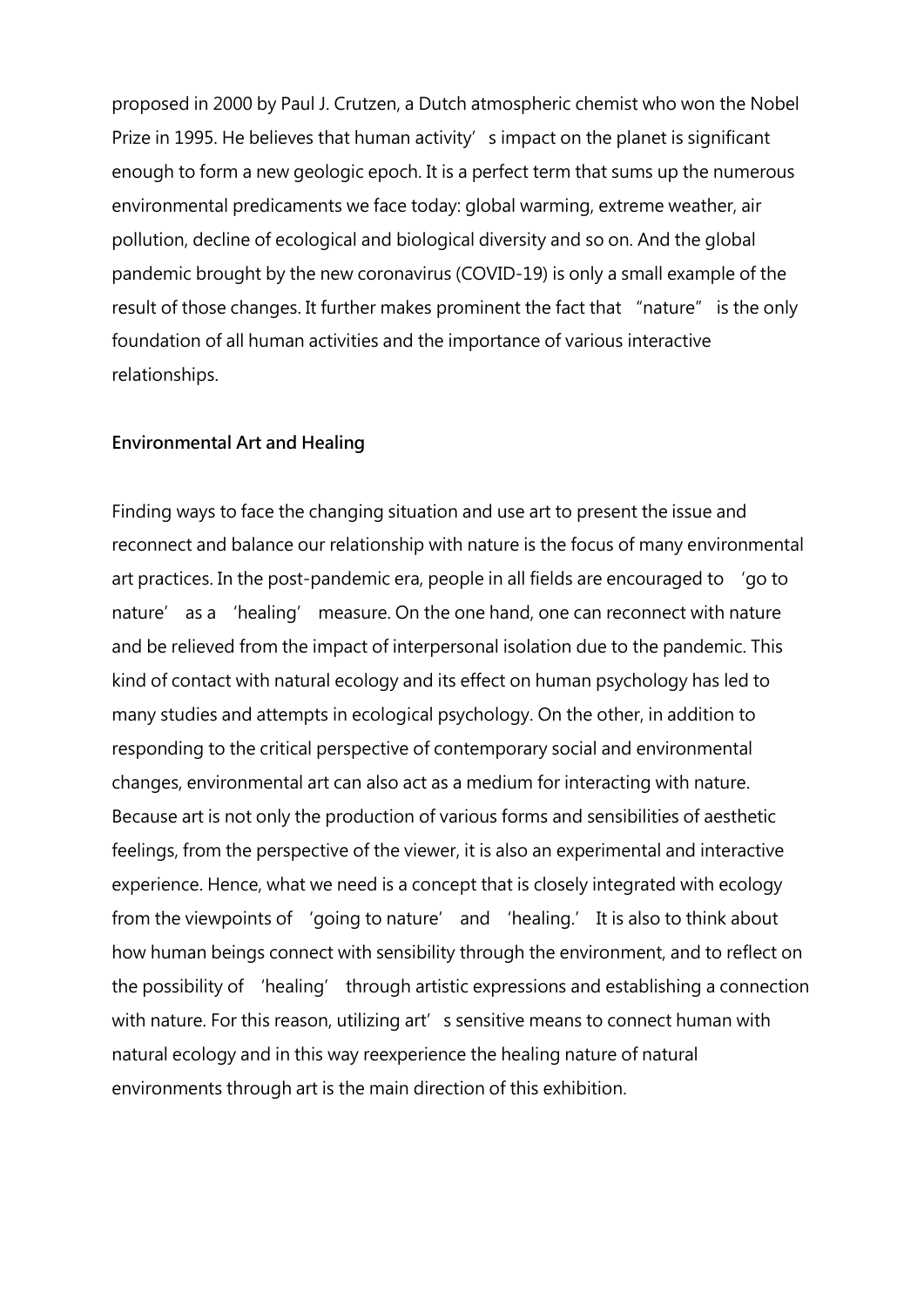proposed in 2000 by Paul J. Crutzen, a Dutch atmospheric chemist who won the Nobel Prize in 1995. He believes that human activity's impact on the planet is significant enough to form a new geologic epoch. It is a perfect term that sums up the numerous environmental predicaments we face today: global warming, extreme weather, air pollution, decline of ecological and biological diversity and so on. And the global pandemic brought by the new coronavirus (COVID-19) is only a small example of the result of those changes. It further makes prominent the fact that "nature" is the only foundation of all human activities and the importance of various interactive relationships.

**Environmental Art and Healing**

Finding ways to face the changing situation and use art to present the issue and reconnect and balance our relationship with nature is the focus of many environmental art practices. In the post-pandemic era, people in all fields are encouraged to 'go to nature' as a 'healing' measure. On the one hand, one can reconnect with nature and be relieved from the impact of interpersonal isolation due to the pandemic. This kind of contact with natural ecology and its effect on human psychology has led to many studies and attempts in ecological psychology. On the other, in addition to responding to the critical perspective of contemporary social and environmental changes, environmental art can also act as a medium for interacting with nature. Because art is not only the production of various forms and sensibilities of aesthetic feelings, from the perspective of the viewer, it is also an experimental and interactive experience. Hence, what we need is a concept that is closely integrated with ecology from the viewpoints of 'going to nature' and 'healing.' It is also to think about how human beings connect with sensibility through the environment, and to reflect on the possibility of 'healing' through artistic expressions and establishing a connection with nature. For this reason, utilizing art's sensitive means to connect human with natural ecology and in this way reexperience the healing nature of natural environments through art is the main direction of this exhibition.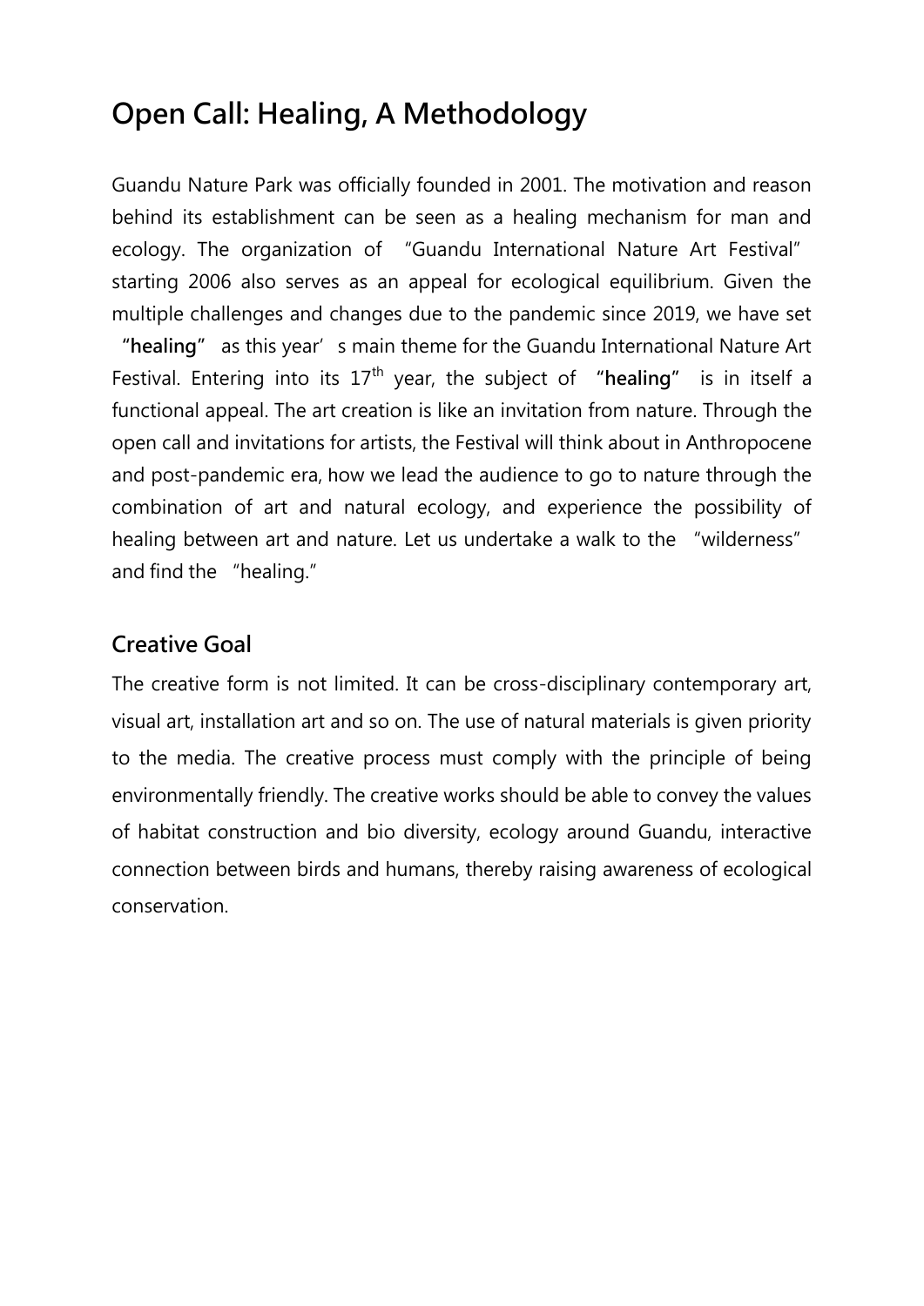# Open Call: Healing, A Methodology

Guandu Nature Park was officially founded in 2001. The motivation and reason behind its establishment can be seen as a healing mechanism for man and ecology. The organization of "Guandu International Nature Art Festival" starting 2006 also serves as an appeal for ecological equilibrium. Given the multiple challenges and changes due to the pandemic since 2019, we have set **"healing"** as this year's main theme for the Guandu International Nature Art Festival. Entering into its 17th year, the subject of **"healing"** is in itself a functional appeal. The art creation is like an invitation from nature. Through the open call and invitations for artists, the Festival will think about in Anthropocene and post-pandemic era, how we lead the audience to go to nature through the combination of art and natural ecology, and experience the possibility of healing between art and nature. Let us undertake a walk to the "wilderness" and find the "healing."

## Creative Goal

The creative form is not limited. It can be cross-disciplinary contemporary art, visual art, installation art and so on. The use of natural materials is given priority to the media. The creative process must comply with the principle of being environmentally friendly. The creative works should be able to convey the values of habitat construction and bio diversity, ecology around Guandu, interactive connection between birds and humans, thereby raising awareness of ecological conservation.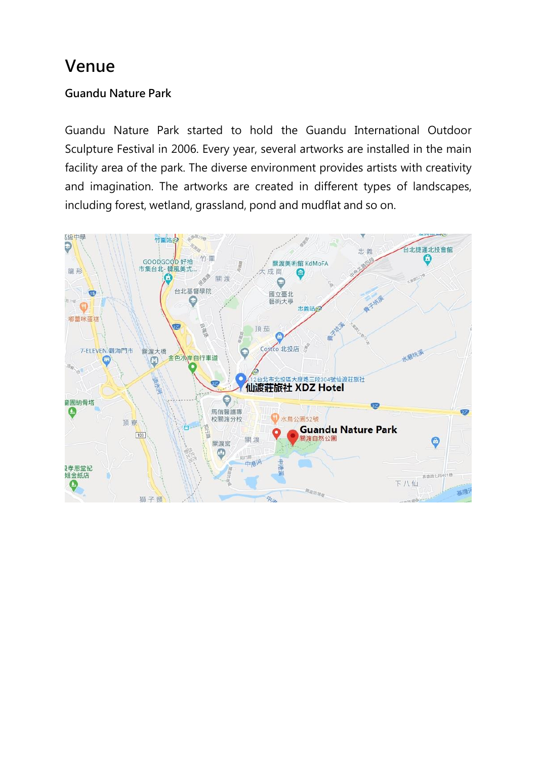# Venue

### Guandu Nature Park

Guandu Nature Park started to hold the Guandu International Outdoor Sculpture Festival in 2006. Every year, several artworks are installed in the main facility area of the park. The diverse environment provides artists with creativity and imagination. The artworks are created in different types of landscapes, including forest, wetland, grassland, pond and mudflat and so on.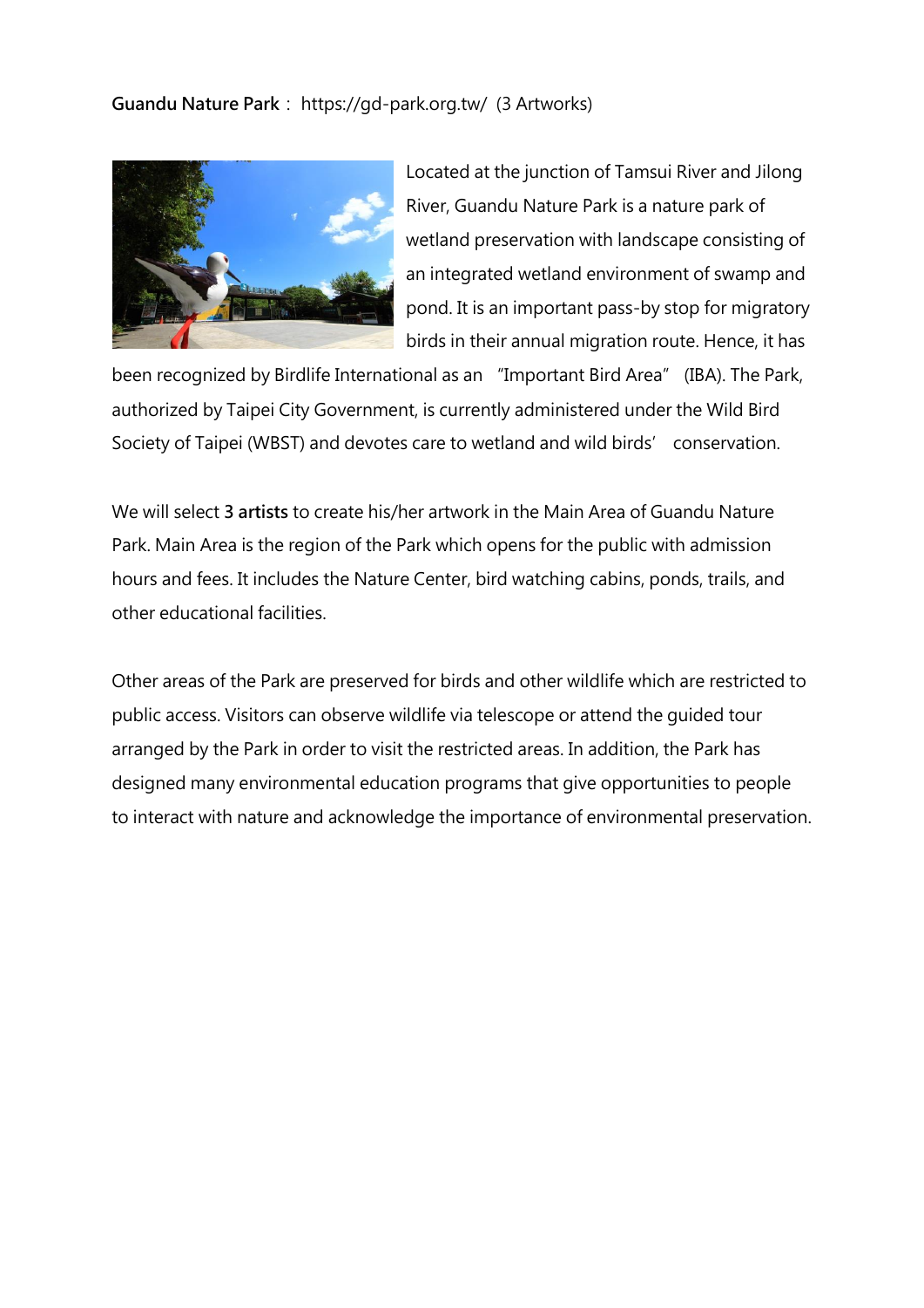**Guandu Nature Park**： https://gd-park.org.tw/ (3 Artworks)

Located at the junction of Tamsui River and Jilong River, Guandu Nature Park is a nature park of wetland preservation with landscape consisting of an integrated wetland environment of swamp and pond. It is an important pass-by stop for migratory birds in their annual migration route. Hence, it has been recognized by Birdlife International as an "Important Bird Area" (IBA). The Park, authorized by Taipei City Government, is currently administered under the Wild Bird Society of Taipei (WBST) and devotes care to wetland and wild birds' conservation.

We will select **3 artists** to create his/her artwork in the Main Area of Guandu Nature Park. Main Area is the region of the Park which opens for the public with admission hours and fees. It includes the Nature Center, bird watching cabins, ponds, trails, and other educational facilities.

Other areas of the Park are preserved for birds and other wildlife which are restricted to public access. Visitors can observe wildlife via telescope or attend the guided tour arranged by the Park in order to visit the restricted areas. In addition, the Park has designed many environmental education programs that give opportunities to people to interact with nature and acknowledge the importance of environmental preservation.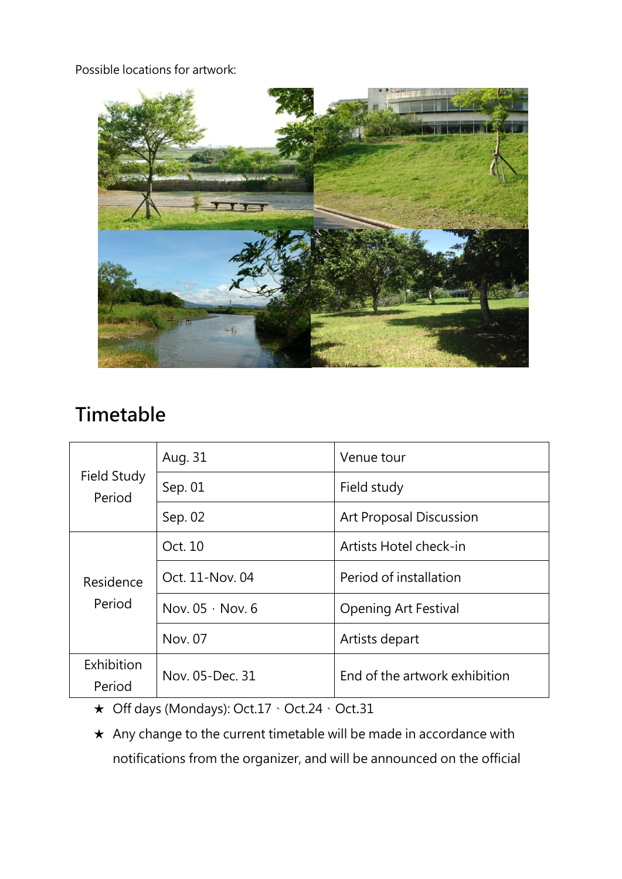Possible locations for artwork:

## Timetable

| | | |
|---|---|---|
| Field Study Period | Aug. 31 | Venue tour |
| | Sep. 01 | Field study |
| | Sep. 02 | Art Proposal Discussion |
| Residence Period | Oct. 10 | Artists Hotel check-in |
| | Oct. 11-Nov. 04 | Period of installation |
| | Nov. 05，Nov. 6 | Opening Art Festival |
| | Nov. 07 | Artists depart |
| Exhibition Period | Nov. 05-Dec. 31 | End of the artwork exhibition |

★ Off days (Mondays): Oct.17、Oct.24、Oct.31

★ Any change to the current timetable will be made in accordance with notifications from the organizer, and will be announced on the official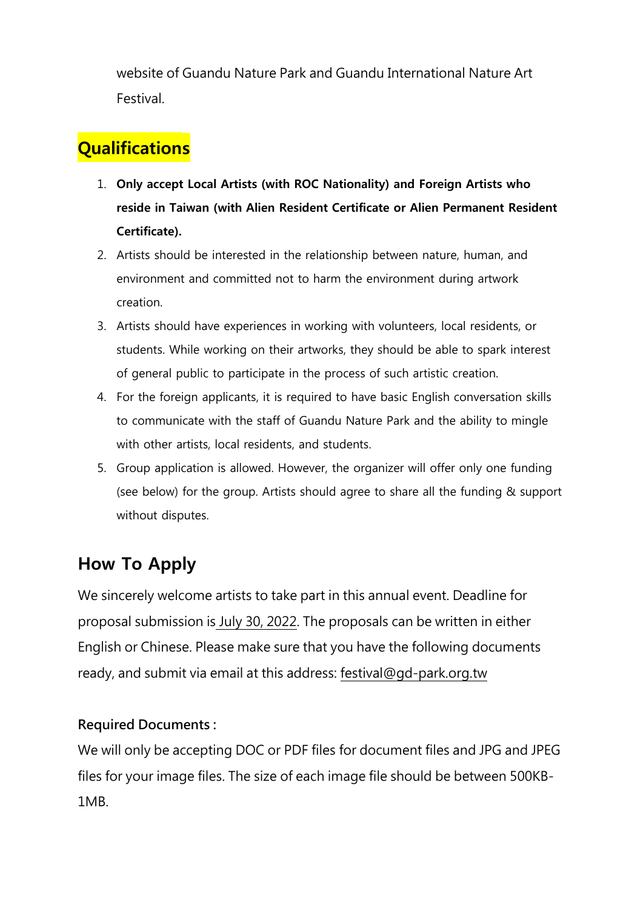website of Guandu Nature Park and Guandu International Nature Art Festival.

## Qualifications

1. **Only accept Local Artists (with ROC Nationality) and Foreign Artists who reside in Taiwan (with Alien Resident Certificate or Alien Permanent Resident Certificate).**
2. Artists should be interested in the relationship between nature, human, and environment and committed not to harm the environment during artwork creation.
3. Artists should have experiences in working with volunteers, local residents, or students. While working on their artworks, they should be able to spark interest of general public to participate in the process of such artistic creation.
4. For the foreign applicants, it is required to have basic English conversation skills to communicate with the staff of Guandu Nature Park and the ability to mingle with other artists, local residents, and students.
5. Group application is allowed. However, the organizer will offer only one funding (see below) for the group. Artists should agree to share all the funding & support without disputes.

## How To Apply

We sincerely welcome artists to take part in this annual event. Deadline for proposal submission is July 30, 2022. The proposals can be written in either English or Chinese. Please make sure that you have the following documents ready, and submit via email at this address: festival@gd-park.org.tw

**Required Documents :**

We will only be accepting DOC or PDF files for document files and JPG and JPEG files for your image files. The size of each image file should be between 500KB-1MB.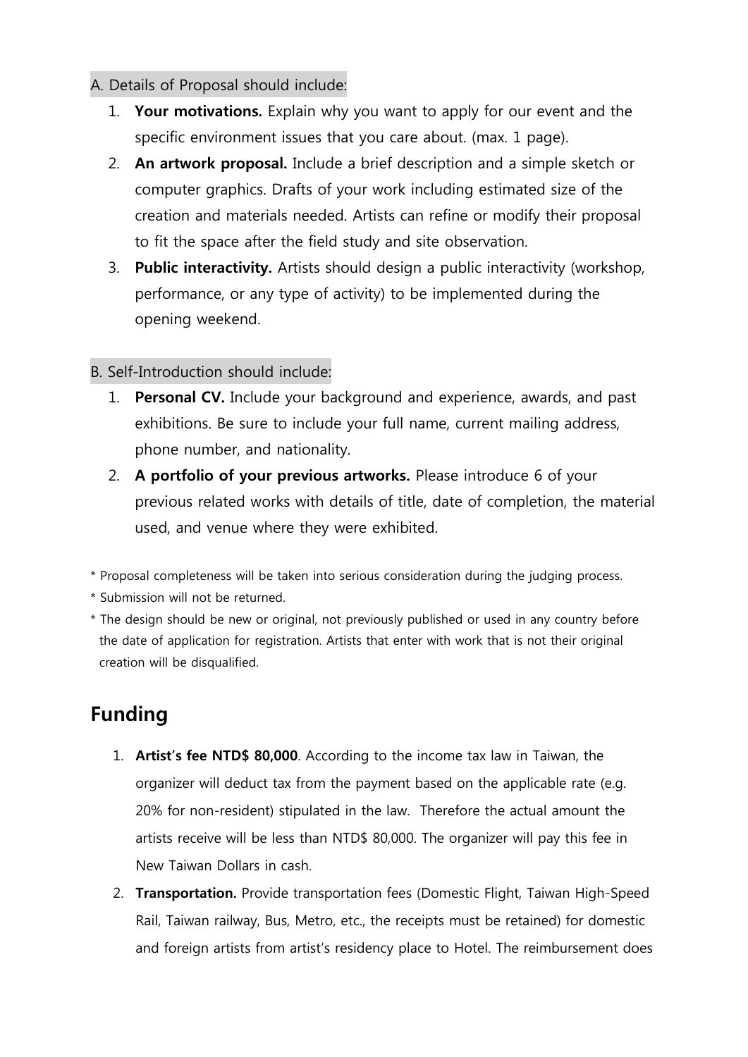A. Details of Proposal should include:

1. **Your motivations.** Explain why you want to apply for our event and the specific environment issues that you care about. (max. 1 page).
2. **An artwork proposal.** Include a brief description and a simple sketch or computer graphics. Drafts of your work including estimated size of the creation and materials needed. Artists can refine or modify their proposal to fit the space after the field study and site observation.
3. **Public interactivity.** Artists should design a public interactivity (workshop, performance, or any type of activity) to be implemented during the opening weekend.

B. Self-Introduction should include:

1. **Personal CV.** Include your background and experience, awards, and past exhibitions. Be sure to include your full name, current mailing address, phone number, and nationality.
2. **A portfolio of your previous artworks.** Please introduce 6 of your previous related works with details of title, date of completion, the material used, and venue where they were exhibited.

\* Proposal completeness will be taken into serious consideration during the judging process.

\* Submission will not be returned.

\* The design should be new or original, not previously published or used in any country before the date of application for registration. Artists that enter with work that is not their original creation will be disqualified.

## Funding

1. **Artist's fee NTD$ 80,000**. According to the income tax law in Taiwan, the organizer will deduct tax from the payment based on the applicable rate (e.g. 20% for non-resident) stipulated in the law. Therefore the actual amount the artists receive will be less than NTD$ 80,000. The organizer will pay this fee in New Taiwan Dollars in cash.
2. **Transportation.** Provide transportation fees (Domestic Flight, Taiwan High-Speed Rail, Taiwan railway, Bus, Metro, etc., the receipts must be retained) for domestic and foreign artists from artist's residency place to Hotel. The reimbursement does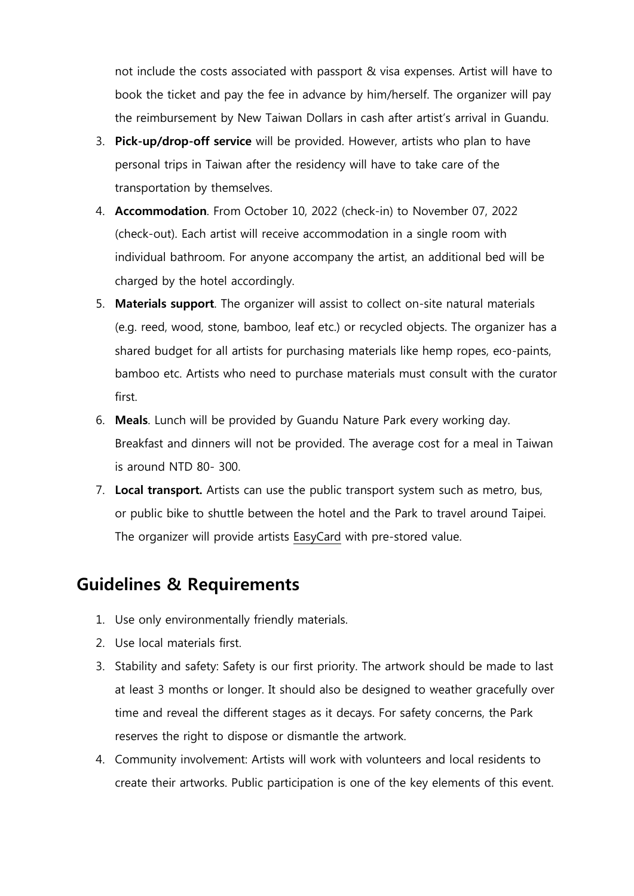not include the costs associated with passport & visa expenses. Artist will have to book the ticket and pay the fee in advance by him/herself. The organizer will pay the reimbursement by New Taiwan Dollars in cash after artist's arrival in Guandu.

3. **Pick-up/drop-off service** will be provided. However, artists who plan to have personal trips in Taiwan after the residency will have to take care of the transportation by themselves.
4. **Accommodation**. From October 10, 2022 (check-in) to November 07, 2022 (check-out). Each artist will receive accommodation in a single room with individual bathroom. For anyone accompany the artist, an additional bed will be charged by the hotel accordingly.
5. **Materials support**. The organizer will assist to collect on-site natural materials (e.g. reed, wood, stone, bamboo, leaf etc.) or recycled objects. The organizer has a shared budget for all artists for purchasing materials like hemp ropes, eco-paints, bamboo etc. Artists who need to purchase materials must consult with the curator first.
6. **Meals**. Lunch will be provided by Guandu Nature Park every working day. Breakfast and dinners will not be provided. The average cost for a meal in Taiwan is around NTD 80- 300.
7. **Local transport.** Artists can use the public transport system such as metro, bus, or public bike to shuttle between the hotel and the Park to travel around Taipei. The organizer will provide artists EasyCard with pre-stored value.

## Guidelines & Requirements

1. Use only environmentally friendly materials.
2. Use local materials first.
3. Stability and safety: Safety is our first priority. The artwork should be made to last at least 3 months or longer. It should also be designed to weather gracefully over time and reveal the different stages as it decays. For safety concerns, the Park reserves the right to dispose or dismantle the artwork.
4. Community involvement: Artists will work with volunteers and local residents to create their artworks. Public participation is one of the key elements of this event.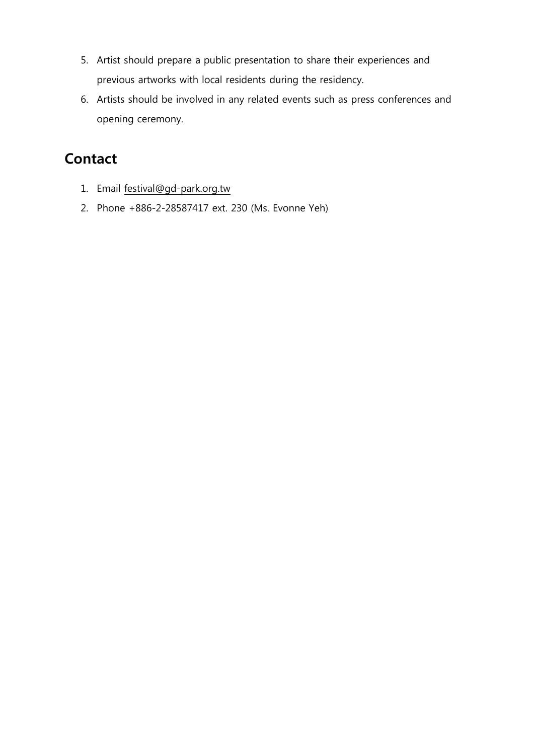5. Artist should prepare a public presentation to share their experiences and previous artworks with local residents during the residency.
6. Artists should be involved in any related events such as press conferences and opening ceremony.

## Contact

1. Email festival@gd-park.org.tw
2. Phone +886-2-28587417 ext. 230 (Ms. Evonne Yeh)